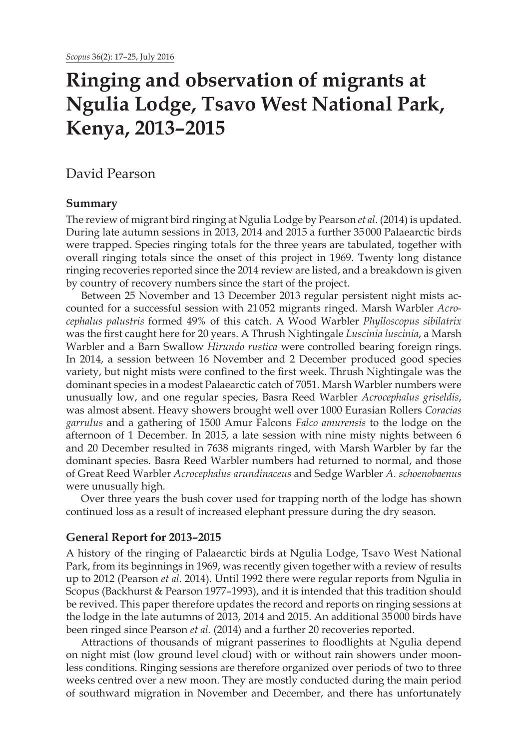# Ringing and observation of migrants at Ngulia Lodge, Tsavo West National Park, Kenya, 2013–2015

David Pearson

## Summary

The review of migrant bird ringing at Ngulia Lodge by Pearson *et al*. (2014) is updated. During late autumn sessions in 2013, 2014 and 2015 a further 35 000 Palaearctic birds were trapped. Species ringing totals for the three years are tabulated, together with overall ringing totals since the onset of this project in 1969. Twenty long distance ringing recoveries reported since the 2014 review are listed, and a breakdown is given by country of recovery numbers since the start of the project.

Between 25 November and 13 December 2013 regular persistent night mists accounted for a successful session with 21 052 migrants ringed. Marsh Warbler *Acrocephalus palustris* formed 49% of this catch. A Wood Warbler *Phylloscopus sibilatrix* was the first caught here for 20 years. A Thrush Nightingale *Luscinia luscinia*, a Marsh Warbler and a Barn Swallow *Hirundo rustica* were controlled bearing foreign rings. In 2014, a session between 16 November and 2 December produced good species variety, but night mists were confined to the first week. Thrush Nightingale was the dominant species in a modest Palaearctic catch of 7051. Marsh Warbler numbers were unusually low, and one regular species, Basra Reed Warbler *Acrocephalus griseldis*, was almost absent. Heavy showers brought well over 1000 Eurasian Rollers *Coracias garrulus* and a gathering of 1500 Amur Falcons *Falco amurensis* to the lodge on the afternoon of 1 December. In 2015, a late session with nine misty nights between 6 and 20 December resulted in 7638 migrants ringed, with Marsh Warbler by far the dominant species. Basra Reed Warbler numbers had returned to normal, and those of Great Reed Warbler *Acrocephalus arundinaceus* and Sedge Warbler *A. schoenobaenus* were unusually high.

Over three years the bush cover used for trapping north of the lodge has shown continued loss as a result of increased elephant pressure during the dry season.

## General Report for 2013–2015

A history of the ringing of Palaearctic birds at Ngulia Lodge, Tsavo West National Park, from its beginnings in 1969, was recently given together with a review of results up to 2012 (Pearson *et al.* 2014). Until 1992 there were regular reports from Ngulia in Scopus (Backhurst & Pearson 1977–1993), and it is intended that this tradition should be revived. This paper therefore updates the record and reports on ringing sessions at the lodge in the late autumns of 2013, 2014 and 2015. An additional 35 000 birds have been ringed since Pearson *et al.* (2014) and a further 20 recoveries reported.

Attractions of thousands of migrant passerines to floodlights at Ngulia depend on night mist (low ground level cloud) with or without rain showers under moonless conditions. Ringing sessions are therefore organized over periods of two to three weeks centred over a new moon. They are mostly conducted during the main period of southward migration in November and December, and there has unfortunately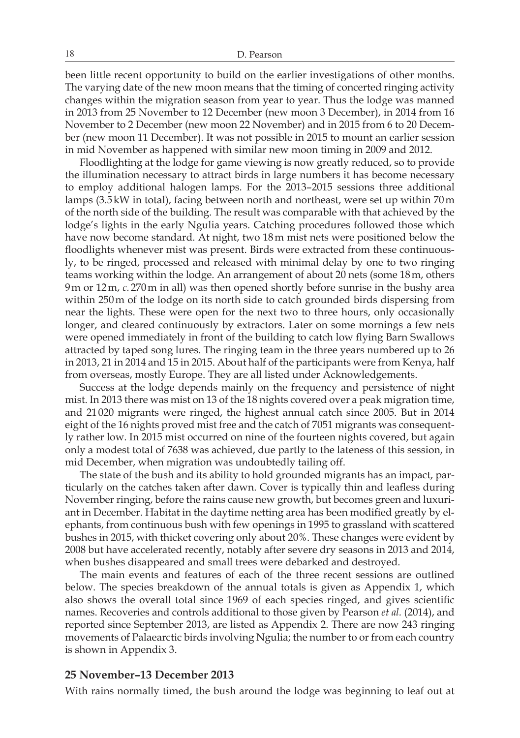been little recent opportunity to build on the earlier investigations of other months. The varying date of the new moon means that the timing of concerted ringing activity changes within the migration season from year to year. Thus the lodge was manned in 2013 from 25 November to 12 December (new moon 3 December), in 2014 from 16 November to 2 December (new moon 22 November) and in 2015 from 6 to 20 December (new moon 11 December). It was not possible in 2015 to mount an earlier session in mid November as happened with similar new moon timing in 2009 and 2012.

Floodlighting at the lodge for game viewing is now greatly reduced, so to provide the illumination necessary to attract birds in large numbers it has become necessary to employ additional halogen lamps. For the 2013–2015 sessions three additional lamps (3.5 kW in total), facing between north and northeast, were set up within 70 m of the north side of the building. The result was comparable with that achieved by the lodge's lights in the early Ngulia years. Catching procedures followed those which have now become standard. At night, two 18 m mist nets were positioned below the floodlights whenever mist was present. Birds were extracted from these continuously, to be ringed, processed and released with minimal delay by one to two ringing teams working within the lodge. An arrangement of about 20 nets (some 18 m, others 9 m or 12 m, *c.* 270 m in all) was then opened shortly before sunrise in the bushy area within 250 m of the lodge on its north side to catch grounded birds dispersing from near the lights. These were open for the next two to three hours, only occasionally longer, and cleared continuously by extractors. Later on some mornings a few nets were opened immediately in front of the building to catch low flying Barn Swallows attracted by taped song lures. The ringing team in the three years numbered up to 26 in 2013, 21 in 2014 and 15 in 2015. About half of the participants were from Kenya, half from overseas, mostly Europe. They are all listed under Acknowledgements.

Success at the lodge depends mainly on the frequency and persistence of night mist. In 2013 there was mist on 13 of the 18 nights covered over a peak migration time, and 21 020 migrants were ringed, the highest annual catch since 2005. But in 2014 eight of the 16 nights proved mist free and the catch of 7051 migrants was consequently rather low. In 2015 mist occurred on nine of the fourteen nights covered, but again only a modest total of 7638 was achieved, due partly to the lateness of this session, in mid December, when migration was undoubtedly tailing off.

The state of the bush and its ability to hold grounded migrants has an impact, particularly on the catches taken after dawn. Cover is typically thin and leafless during November ringing, before the rains cause new growth, but becomes green and luxuriant in December. Habitat in the daytime netting area has been modified greatly by elephants, from continuous bush with few openings in 1995 to grassland with scattered bushes in 2015, with thicket covering only about 20%. These changes were evident by 2008 but have accelerated recently, notably after severe dry seasons in 2013 and 2014, when bushes disappeared and small trees were debarked and destroyed.

The main events and features of each of the three recent sessions are outlined below. The species breakdown of the annual totals is given as Appendix 1, which also shows the overall total since 1969 of each species ringed, and gives scientific names. Recoveries and controls additional to those given by Pearson *et al.* (2014), and reported since September 2013, are listed as Appendix 2. There are now 243 ringing movements of Palaearctic birds involving Ngulia; the number to or from each country is shown in Appendix 3.

## 25 November–13 December 2013

With rains normally timed, the bush around the lodge was beginning to leaf out at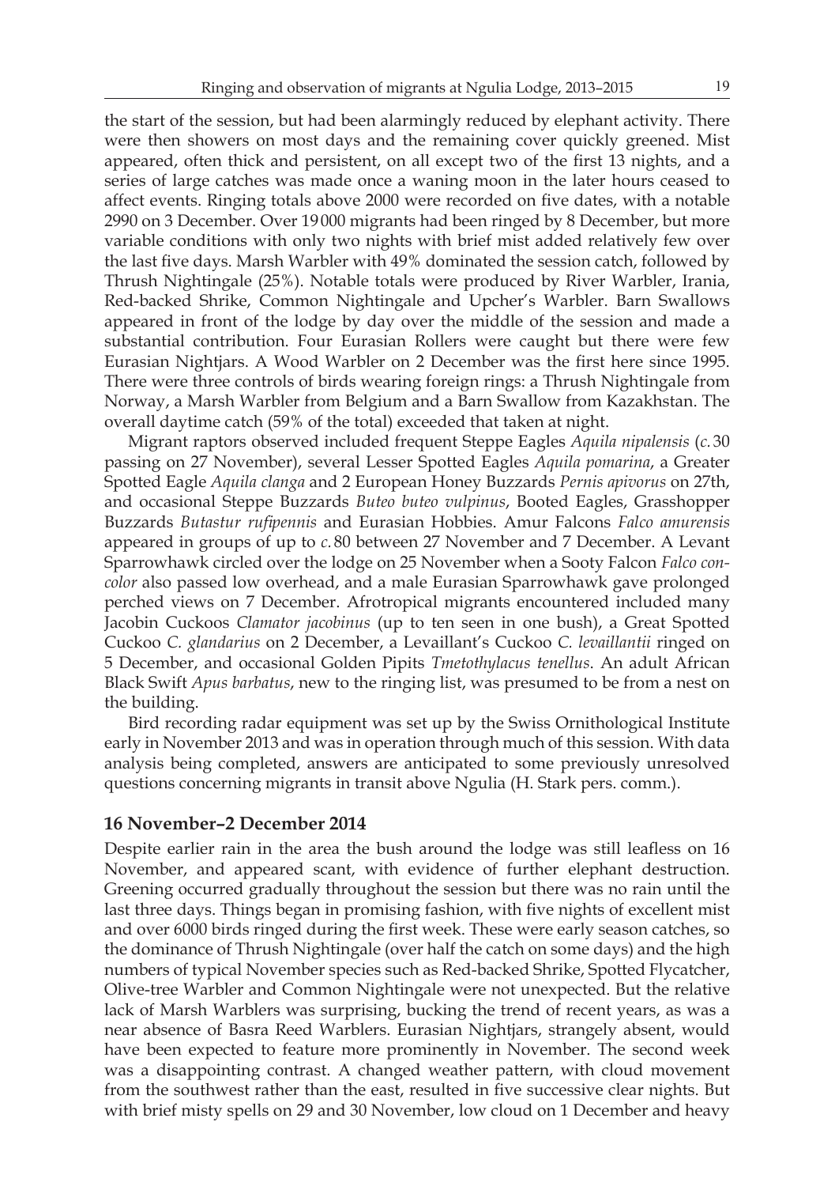the start of the session, but had been alarmingly reduced by elephant activity. There were then showers on most days and the remaining cover quickly greened. Mist appeared, often thick and persistent, on all except two of the first 13 nights, and a series of large catches was made once a waning moon in the later hours ceased to affect events. Ringing totals above 2000 were recorded on five dates, with a notable 2990 on 3 December. Over 19 000 migrants had been ringed by 8 December, but more variable conditions with only two nights with brief mist added relatively few over the last five days. Marsh Warbler with 49% dominated the session catch, followed by Thrush Nightingale (25%). Notable totals were produced by River Warbler, Irania, Red-backed Shrike, Common Nightingale and Upcher's Warbler. Barn Swallows appeared in front of the lodge by day over the middle of the session and made a substantial contribution. Four Eurasian Rollers were caught but there were few Eurasian Nightjars. A Wood Warbler on 2 December was the first here since 1995. There were three controls of birds wearing foreign rings: a Thrush Nightingale from Norway, a Marsh Warbler from Belgium and a Barn Swallow from Kazakhstan. The overall daytime catch (59% of the total) exceeded that taken at night.

Migrant raptors observed included frequent Steppe Eagles *Aquila nipalensis* (*c.* 30 passing on 27 November), several Lesser Spotted Eagles *Aquila pomarina*, a Greater Spotted Eagle *Aquila clanga* and 2 European Honey Buzzards *Pernis apivorus* on 27th, and occasional Steppe Buzzards *Buteo buteo vulpinus*, Booted Eagles, Grasshopper Buzzards *Butastur rufipennis* and Eurasian Hobbies. Amur Falcons *Falco amurensis* appeared in groups of up to *c.* 80 between 27 November and 7 December. A Levant Sparrowhawk circled over the lodge on 25 November when a Sooty Falcon *Falco concolor* also passed low overhead, and a male Eurasian Sparrowhawk gave prolonged perched views on 7 December. Afrotropical migrants encountered included many Jacobin Cuckoos *Clamator jacobinus* (up to ten seen in one bush), a Great Spotted Cuckoo *C. glandarius* on 2 December, a Levaillant's Cuckoo *C. levaillantii* ringed on 5 December, and occasional Golden Pipits *Tmetothylacus tenellus*. An adult African Black Swift *Apus barbatus*, new to the ringing list, was presumed to be from a nest on the building.

Bird recording radar equipment was set up by the Swiss Ornithological Institute early in November 2013 and was in operation through much of this session. With data analysis being completed, answers are anticipated to some previously unresolved questions concerning migrants in transit above Ngulia (H. Stark pers. comm.).

## 16 November–2 December 2014

Despite earlier rain in the area the bush around the lodge was still leafless on 16 November, and appeared scant, with evidence of further elephant destruction. Greening occurred gradually throughout the session but there was no rain until the last three days. Things began in promising fashion, with five nights of excellent mist and over 6000 birds ringed during the first week. These were early season catches, so the dominance of Thrush Nightingale (over half the catch on some days) and the high numbers of typical November species such as Red-backed Shrike, Spotted Flycatcher, Olive-tree Warbler and Common Nightingale were not unexpected. But the relative lack of Marsh Warblers was surprising, bucking the trend of recent years, as was a near absence of Basra Reed Warblers. Eurasian Nightjars, strangely absent, would have been expected to feature more prominently in November. The second week was a disappointing contrast. A changed weather pattern, with cloud movement from the southwest rather than the east, resulted in five successive clear nights. But with brief misty spells on 29 and 30 November, low cloud on 1 December and heavy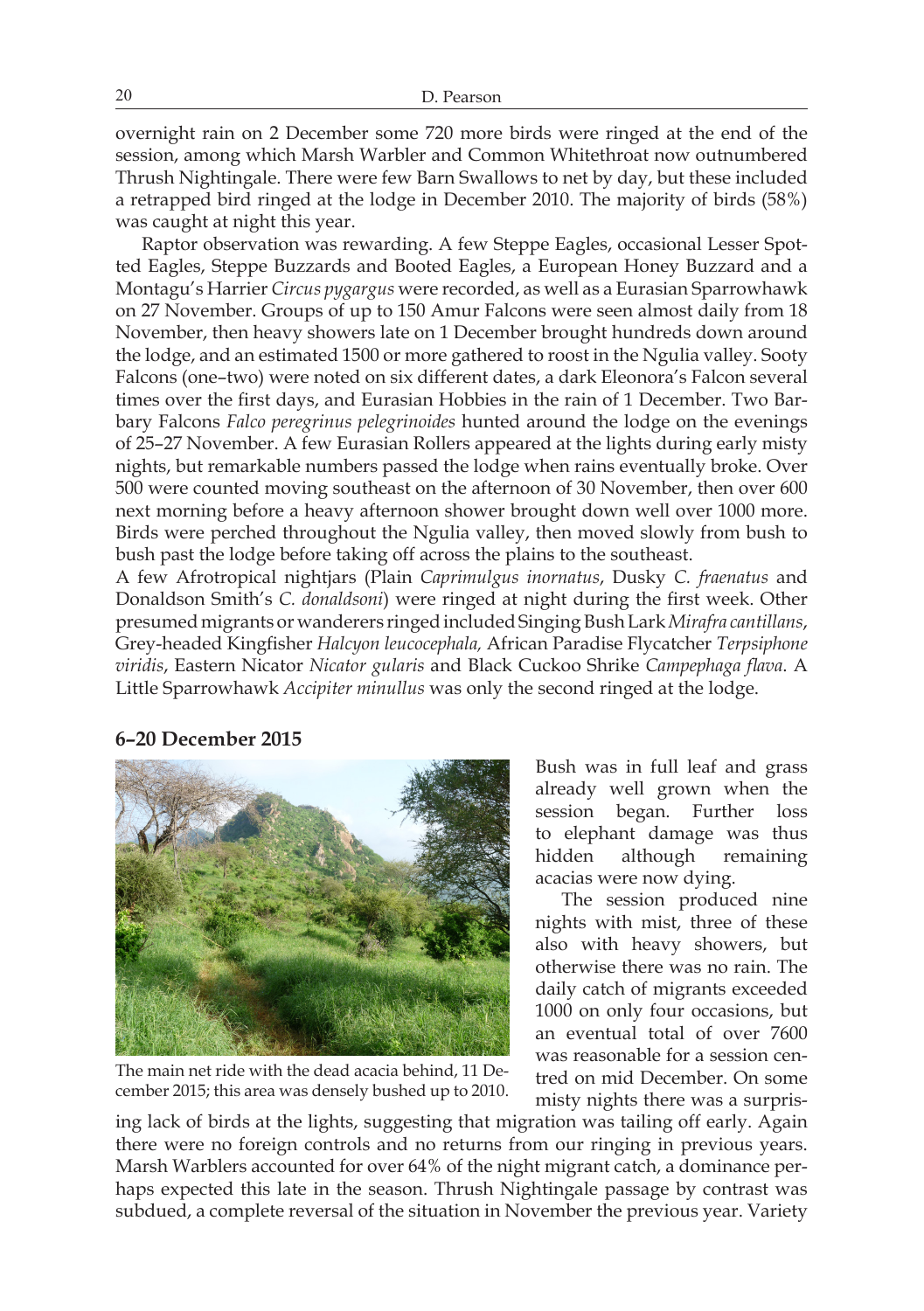overnight rain on 2 December some 720 more birds were ringed at the end of the session, among which Marsh Warbler and Common Whitethroat now outnumbered Thrush Nightingale. There were few Barn Swallows to net by day, but these included a retrapped bird ringed at the lodge in December 2010. The majority of birds (58%) was caught at night this year.

Raptor observation was rewarding. A few Steppe Eagles, occasional Lesser Spotted Eagles, Steppe Buzzards and Booted Eagles, a European Honey Buzzard and a Montagu's Harrier *Circus pygargus* were recorded, as well as a Eurasian Sparrowhawk on 27 November. Groups of up to 150 Amur Falcons were seen almost daily from 18 November, then heavy showers late on 1 December brought hundreds down around the lodge, and an estimated 1500 or more gathered to roost in the Ngulia valley. Sooty Falcons (one–two) were noted on six different dates, a dark Eleonora's Falcon several times over the first days, and Eurasian Hobbies in the rain of 1 December. Two Barbary Falcons *Falco peregrinus pelegrinoides* hunted around the lodge on the evenings of 25–27 November. A few Eurasian Rollers appeared at the lights during early misty nights, but remarkable numbers passed the lodge when rains eventually broke. Over 500 were counted moving southeast on the afternoon of 30 November, then over 600 next morning before a heavy afternoon shower brought down well over 1000 more. Birds were perched throughout the Ngulia valley, then moved slowly from bush to bush past the lodge before taking off across the plains to the southeast.

A few Afrotropical nightjars (Plain *Caprimulgus inornatus*, Dusky *C. fraenatus* and Donaldson Smith's *C. donaldsoni*) were ringed at night during the first week. Other presumed migrants or wanderers ringed included Singing Bush Lark *Mirafra cantillans*, Grey-headed Kingfisher *Halcyon leucocephala,* African Paradise Flycatcher *Terpsiphone viridis*, Eastern Nicator *Nicator gularis* and Black Cuckoo Shrike *Campephaga flava*. A Little Sparrowhawk *Accipiter minullus* was only the second ringed at the lodge.

## 6–20 December 2015

The main net ride with the dead acacia behind, 11 December 2015; this area was densely bushed up to 2010.

Bush was in full leaf and grass already well grown when the session began. Further loss to elephant damage was thus hidden although remaining acacias were now dying.

The session produced nine nights with mist, three of these also with heavy showers, but otherwise there was no rain. The daily catch of migrants exceeded 1000 on only four occasions, but an eventual total of over 7600 was reasonable for a session centred on mid December. On some misty nights there was a surprising lack of birds at the lights, suggesting that migration was tailing off early. Again there were no foreign controls and no returns from our ringing in previous years. Marsh Warblers accounted for over 64% of the night migrant catch, a dominance perhaps expected this late in the season. Thrush Nightingale passage by contrast was subdued, a complete reversal of the situation in November the previous year. Variety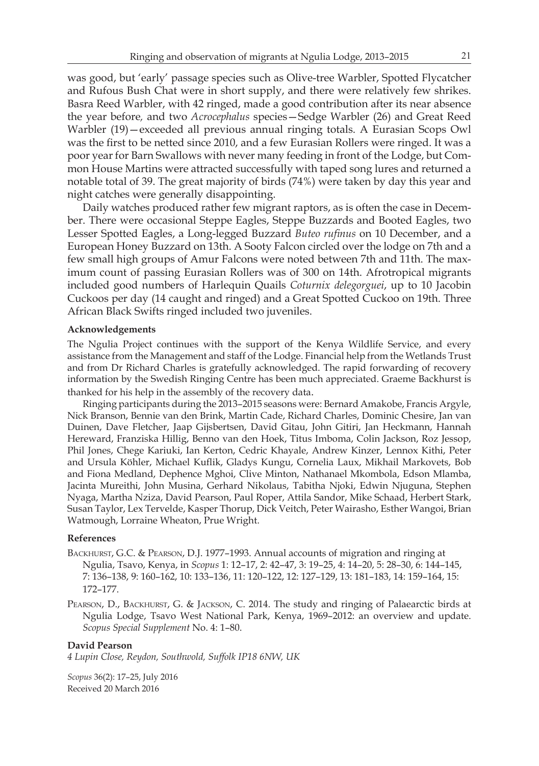was good, but 'early' passage species such as Olive-tree Warbler, Spotted Flycatcher and Rufous Bush Chat were in short supply, and there were relatively few shrikes. Basra Reed Warbler, with 42 ringed, made a good contribution after its near absence the year before, and two *Acrocephalus* species—Sedge Warbler (26) and Great Reed Warbler (19)—exceeded all previous annual ringing totals. A Eurasian Scops Owl was the first to be netted since 2010, and a few Eurasian Rollers were ringed. It was a poor year for Barn Swallows with never many feeding in front of the Lodge, but Common House Martins were attracted successfully with taped song lures and returned a notable total of 39. The great majority of birds (74%) were taken by day this year and night catches were generally disappointing.

Daily watches produced rather few migrant raptors, as is often the case in December. There were occasional Steppe Eagles, Steppe Buzzards and Booted Eagles, two Lesser Spotted Eagles, a Long-legged Buzzard *Buteo rufinus* on 10 December, and a European Honey Buzzard on 13th. A Sooty Falcon circled over the lodge on 7th and a few small high groups of Amur Falcons were noted between 7th and 11th. The maximum count of passing Eurasian Rollers was of 300 on 14th. Afrotropical migrants included good numbers of Harlequin Quails *Coturnix delegorguei*, up to 10 Jacobin Cuckoos per day (14 caught and ringed) and a Great Spotted Cuckoo on 19th. Three African Black Swifts ringed included two juveniles.

#### Acknowledgements

The Ngulia Project continues with the support of the Kenya Wildlife Service, and every assistance from the Management and staff of the Lodge. Financial help from the Wetlands Trust and from Dr Richard Charles is gratefully acknowledged. The rapid forwarding of recovery information by the Swedish Ringing Centre has been much appreciated. Graeme Backhurst is thanked for his help in the assembly of the recovery data.

Ringing participants during the 2013–2015 seasons were: Bernard Amakobe, Francis Argyle, Nick Branson, Bennie van den Brink, Martin Cade, Richard Charles, Dominic Chesire, Jan van Duinen, Dave Fletcher, Jaap Gijsbertsen, David Gitau, John Gitiri, Jan Heckmann, Hannah Hereward, Franziska Hillig, Benno van den Hoek, Titus Imboma, Colin Jackson, Roz Jessop, Phil Jones, Chege Kariuki, Ian Kerton, Cedric Khayale, Andrew Kinzer, Lennox Kithi, Peter and Ursula Köhler, Michael Kuflik, Gladys Kungu, Cornelia Laux, Mikhail Markovets, Bob and Fiona Medland, Dephence Mghoi, Clive Minton, Nathanael Mkombola, Edson Mlamba, Jacinta Mureithi, John Musina, Gerhard Nikolaus, Tabitha Njoki, Edwin Njuguna, Stephen Nyaga, Martha Nziza, David Pearson, Paul Roper, Attila Sandor, Mike Schaad, Herbert Stark, Susan Taylor, Lex Tervelde, Kasper Thorup, Dick Veitch, Peter Wairasho, Esther Wangoi, Brian Watmough, Lorraine Wheaton, Prue Wright.

#### References

Backhurst, G.C. & Pearson, D.J. 1977–1993. Annual accounts of migration and ringing at Ngulia, Tsavo, Kenya, in *Scopus* 1: 12–17, 2: 42–47, 3: 19–25, 4: 14–20, 5: 28–30, 6: 144–145, 7: 136–138, 9: 160–162, 10: 133–136, 11: 120–122, 12: 127–129, 13: 181–183, 14: 159–164, 15: 172–177.

Pearson, D., Backhurst, G. & Jackson, C. 2014. The study and ringing of Palaearctic birds at Ngulia Lodge, Tsavo West National Park, Kenya, 1969–2012: an overview and update. *Scopus Special Supplement* No. 4: 1–80.

**David Pearson**

*4 Lupin Close, Reydon, Southwold, Suffolk IP18 6NW, UK*

*Scopus* 36(2): 17–25, July 2016
Received 20 March 2016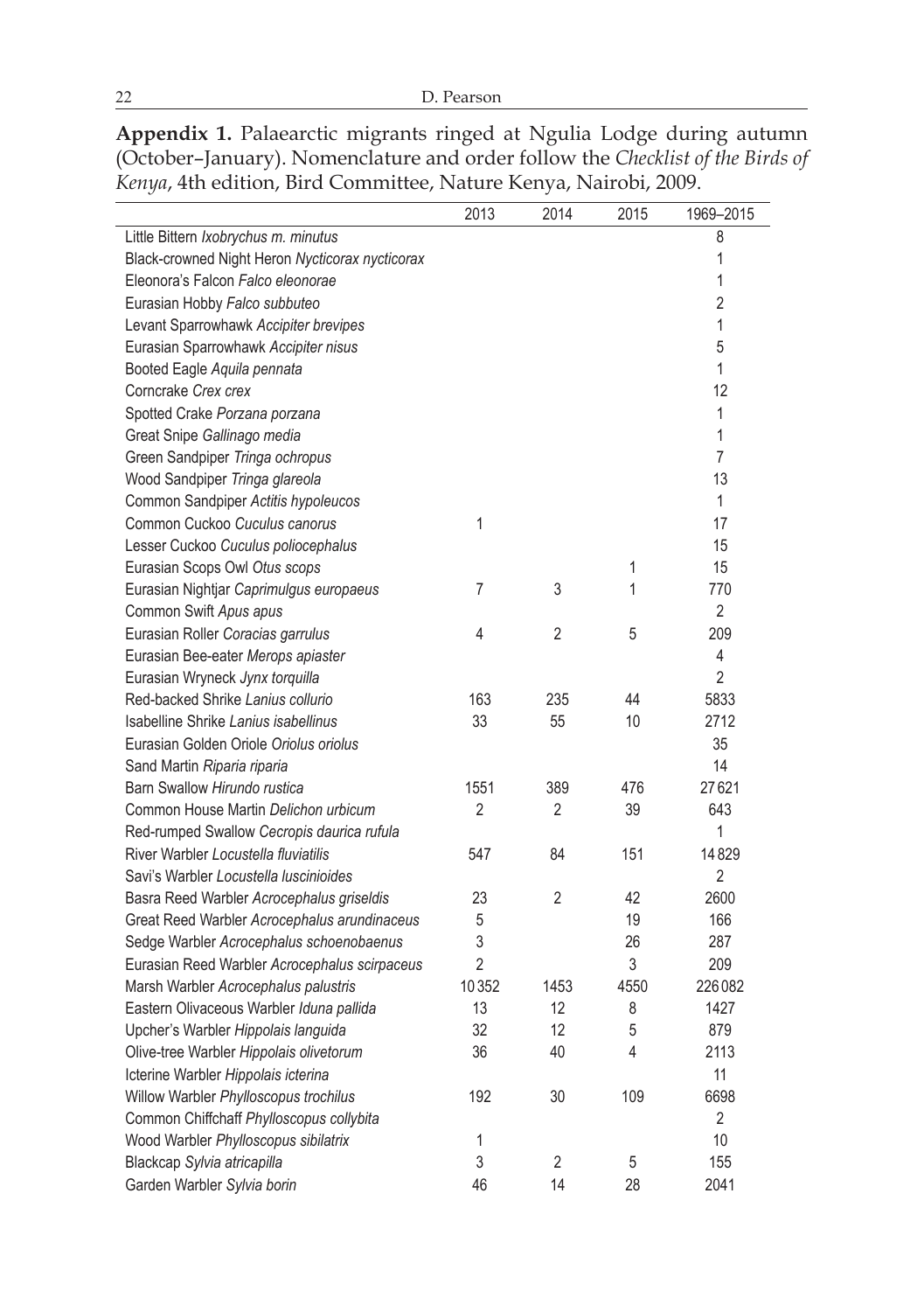**Appendix 1.** Palaearctic migrants ringed at Ngulia Lodge during autumn (October–January). Nomenclature and order follow the *Checklist of the Birds of Kenya*, 4th edition, Bird Committee, Nature Kenya, Nairobi, 2009.

| | 2013 | 2014 | 2015 | 1969–2015 |
|---|---|---|---|---|
| Little Bittern *Ixobrychus m. minutus* | | | | 8 |
| Black-crowned Night Heron *Nycticorax nycticorax* | | | | 1 |
| Eleonora's Falcon *Falco eleonorae* | | | | 1 |
| Eurasian Hobby *Falco subbuteo* | | | | 2 |
| Levant Sparrowhawk *Accipiter brevipes* | | | | 1 |
| Eurasian Sparrowhawk *Accipiter nisus* | | | | 5 |
| Booted Eagle *Aquila pennata* | | | | 1 |
| Corncrake *Crex crex* | | | | 12 |
| Spotted Crake *Porzana porzana* | | | | 1 |
| Great Snipe *Gallinago media* | | | | 1 |
| Green Sandpiper *Tringa ochropus* | | | | 7 |
| Wood Sandpiper *Tringa glareola* | | | | 13 |
| Common Sandpiper *Actitis hypoleucos* | | | | 1 |
| Common Cuckoo *Cuculus canorus* | 1 | | | 17 |
| Lesser Cuckoo *Cuculus poliocephalus* | | | | 15 |
| Eurasian Scops Owl *Otus scops* | | | 1 | 15 |
| Eurasian Nightjar *Caprimulgus europaeus* | 7 | 3 | 1 | 770 |
| Common Swift *Apus apus* | | | | 2 |
| Eurasian Roller *Coracias garrulus* | 4 | 2 | 5 | 209 |
| Eurasian Bee-eater *Merops apiaster* | | | | 4 |
| Eurasian Wryneck *Jynx torquilla* | | | | 2 |
| Red-backed Shrike *Lanius collurio* | 163 | 235 | 44 | 5833 |
| Isabelline Shrike *Lanius isabellinus* | 33 | 55 | 10 | 2712 |
| Eurasian Golden Oriole *Oriolus oriolus* | | | | 35 |
| Sand Martin *Riparia riparia* | | | | 14 |
| Barn Swallow *Hirundo rustica* | 1551 | 389 | 476 | 27 621 |
| Common House Martin *Delichon urbicum* | 2 | 2 | 39 | 643 |
| Red-rumped Swallow *Cecropis daurica rufula* | | | | 1 |
| River Warbler *Locustella fluviatilis* | 547 | 84 | 151 | 14 829 |
| Savi's Warbler *Locustella luscinioides* | | | | 2 |
| Basra Reed Warbler *Acrocephalus griseldis* | 23 | 2 | 42 | 2600 |
| Great Reed Warbler *Acrocephalus arundinaceus* | 5 | | 19 | 166 |
| Sedge Warbler *Acrocephalus schoenobaenus* | 3 | | 26 | 287 |
| Eurasian Reed Warbler *Acrocephalus scirpaceus* | 2 | | 3 | 209 |
| Marsh Warbler *Acrocephalus palustris* | 10 352 | 1453 | 4550 | 226 082 |
| Eastern Olivaceous Warbler *Iduna pallida* | 13 | 12 | 8 | 1427 |
| Upcher's Warbler *Hippolais languida* | 32 | 12 | 5 | 879 |
| Olive-tree Warbler *Hippolais olivetorum* | 36 | 40 | 4 | 2113 |
| Icterine Warbler *Hippolais icterina* | | | | 11 |
| Willow Warbler *Phylloscopus trochilus* | 192 | 30 | 109 | 6698 |
| Common Chiffchaff *Phylloscopus collybita* | | | | 2 |
| Wood Warbler *Phylloscopus sibilatrix* | 1 | | | 10 |
| Blackcap *Sylvia atricapilla* | 3 | 2 | 5 | 155 |
| Garden Warbler *Sylvia borin* | 46 | 14 | 28 | 2041 |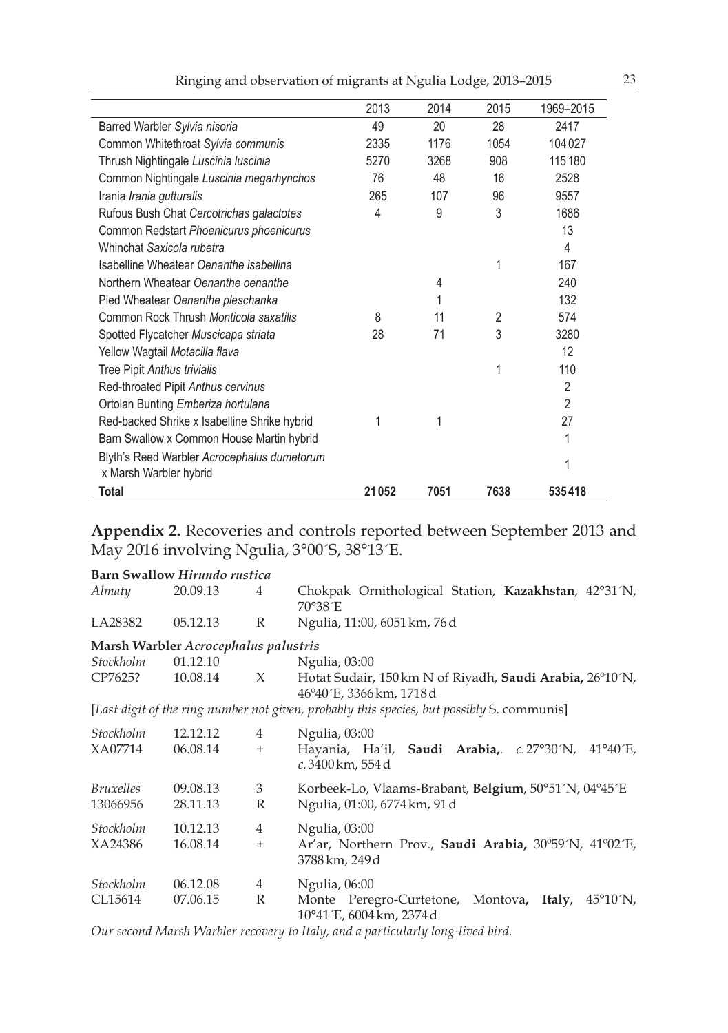| | 2013 | 2014 | 2015 | 1969–2015 |
|---|---|---|---|---|
| Barred Warbler *Sylvia nisoria* | 49 | 20 | 28 | 2417 |
| Common Whitethroat *Sylvia communis* | 2335 | 1176 | 1054 | 104 027 |
| Thrush Nightingale *Luscinia luscinia* | 5270 | 3268 | 908 | 115 180 |
| Common Nightingale *Luscinia megarhynchos* | 76 | 48 | 16 | 2528 |
| Irania *Irania gutturalis* | 265 | 107 | 96 | 9557 |
| Rufous Bush Chat *Cercotrichas galactotes* | 4 | 9 | 3 | 1686 |
| Common Redstart *Phoenicurus phoenicurus* | | | | 13 |
| Whinchat *Saxicola rubetra* | | | | 4 |
| Isabelline Wheatear *Oenanthe isabellina* | | | 1 | 167 |
| Northern Wheatear *Oenanthe oenanthe* | | 4 | | 240 |
| Pied Wheatear *Oenanthe pleschanka* | | 1 | | 132 |
| Common Rock Thrush *Monticola saxatilis* | 8 | 11 | 2 | 574 |
| Spotted Flycatcher *Muscicapa striata* | 28 | 71 | 3 | 3280 |
| Yellow Wagtail *Motacilla flava* | | | | 12 |
| Tree Pipit *Anthus trivialis* | | | 1 | 110 |
| Red-throated Pipit *Anthus cervinus* | | | | 2 |
| Ortolan Bunting *Emberiza hortulana* | | | | 2 |
| Red-backed Shrike x Isabelline Shrike hybrid | 1 | 1 | | 27 |
| Barn Swallow x Common House Martin hybrid | | | | 1 |
| Blyth's Reed Warbler *Acrocephalus dumetorum* x Marsh Warbler hybrid | | | | 1 |
| **Total** | **21 052** | **7051** | **7638** | **535 418** |

## **Appendix 2.** Recoveries and controls reported between September 2013 and May 2016 involving Ngulia, 3°00´S, 38°13´E.

**Barn Swallow** ***Hirundo rustica***

| | | | |
|---|---|---|---|
| *Almaty* | 20.09.13 | 4 | Chokpak Ornithological Station, **Kazakhstan**, 42°31´N, 70°38´E |
| LA28382 | 05.12.13 | R | Ngulia, 11:00, 6051 km, 76 d |

**Marsh Warbler** ***Acrocephalus palustris***

| | | | |
|---|---|---|---|
| *Stockholm* | 01.12.10 | | Ngulia, 03:00 |
| CP7625? | 10.08.14 | X | Hotat Sudair, 150 km N of Riyadh, **Saudi Arabia,** 26°10´N, 46°40´E, 3366 km, 1718 d |

[*Last digit of the ring number not given, probably this species, but possibly* S. communis]

| | | | |
|---|---|---|---|
| *Stockholm* | 12.12.12 | 4 | Ngulia, 03:00 |
| XA07714 | 06.08.14 | + | Hayania, Ha'il, **Saudi Arabia**,. *c.* 27°30´N, 41°40´E, *c.* 3400 km, 554 d |
| *Bruxelles* | 09.08.13 | 3 | Korbeek-Lo, Vlaams-Brabant, **Belgium**, 50°51´N, 04°45´E |
| 13066956 | 28.11.13 | R | Ngulia, 01:00, 6774 km, 91 d |
| *Stockholm* | 10.12.13 | 4 | Ngulia, 03:00 |
| XA24386 | 16.08.14 | + | Ar'ar, Northern Prov., **Saudi Arabia,** 30°59´N, 41°02´E, 3788 km, 249 d |
| *Stockholm* | 06.12.08 | 4 | Ngulia, 06:00 |
| CL15614 | 07.06.15 | R | Monte Peregro-Curtetone, Montova**, Italy**, 45°10´N, 10°41´E, 6004 km, 2374 d |

*Our second Marsh Warbler recovery to Italy, and a particularly long-lived bird.*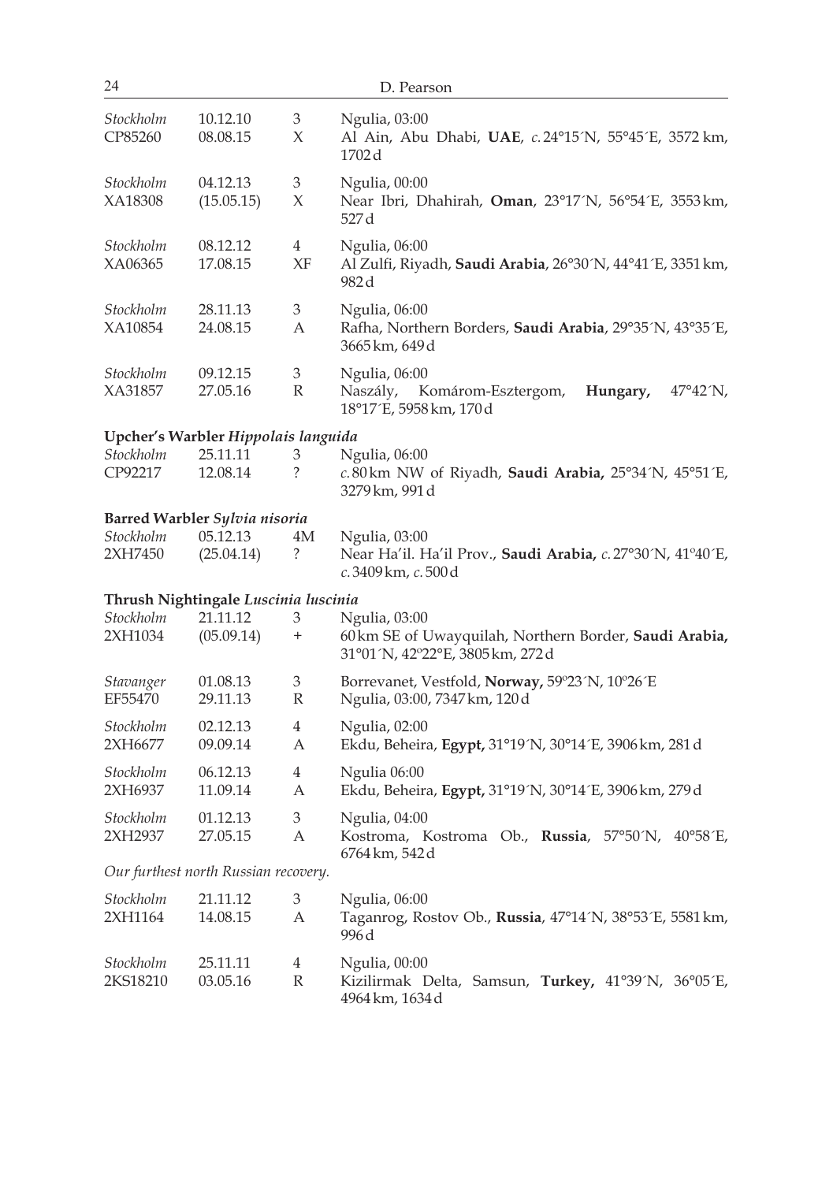| | | | |
|---|---|---|---|
| *Stockholm* | 10.12.10 | 3 | Ngulia, 03:00 |
| CP85260 | 08.08.15 | X | Al Ain, Abu Dhabi, **UAE**, *c.* 24°15´N, 55°45´E, 3572 km, 1702 d |
| *Stockholm* | 04.12.13 | 3 | Ngulia, 00:00 |
| XA18308 | (15.05.15) | X | Near Ibri, Dhahirah, **Oman**, 23°17´N, 56°54´E, 3553 km, 527 d |
| *Stockholm* | 08.12.12 | 4 | Ngulia, 06:00 |
| XA06365 | 17.08.15 | XF | Al Zulfi, Riyadh, **Saudi Arabia**, 26°30´N, 44°41´E, 3351 km, 982 d |
| *Stockholm* | 28.11.13 | 3 | Ngulia, 06:00 |
| XA10854 | 24.08.15 | A | Rafha, Northern Borders, **Saudi Arabia**, 29°35´N, 43°35´E, 3665 km, 649 d |
| *Stockholm* | 09.12.15 | 3 | Ngulia, 06:00 |
| XA31857 | 27.05.16 | R | Naszály, Komárom-Esztergom, **Hungary**, 47°42´N, 18°17´E, 5958 km, 170 d |

**Upcher's Warbler *Hippolais languida***

| | | | |
|---|---|---|---|
| *Stockholm* | 25.11.11 | 3 | Ngulia, 06:00 |
| CP92217 | 12.08.14 | ? | *c.* 80 km NW of Riyadh, **Saudi Arabia,** 25°34´N, 45°51´E, 3279 km, 991 d |

**Barred Warbler *Sylvia nisoria***

| | | | |
|---|---|---|---|
| *Stockholm* | 05.12.13 | 4M | Ngulia, 03:00 |
| 2XH7450 | (25.04.14) | ? | Near Ha'il. Ha'il Prov., **Saudi Arabia,** *c.* 27°30´N, 41°40´E, *c.* 3409 km, *c.* 500 d |

**Thrush Nightingale *Luscinia luscinia***

| | | | |
|---|---|---|---|
| *Stockholm* | 21.11.12 | 3 | Ngulia, 03:00 |
| 2XH1034 | (05.09.14) | + | 60 km SE of Uwayquilah, Northern Border, **Saudi Arabia,** 31°01´N, 42°22°E, 3805 km, 272 d |
| *Stavanger* | 01.08.13 | 3 | Borrevanet, Vestfold, **Norway,** 59°23´N, 10°26´E |
| EF55470 | 29.11.13 | R | Ngulia, 03:00, 7347 km, 120 d |
| *Stockholm* | 02.12.13 | 4 | Ngulia, 02:00 |
| 2XH6677 | 09.09.14 | A | Ekdu, Beheira, **Egypt,** 31°19´N, 30°14´E, 3906 km, 281 d |
| *Stockholm* | 06.12.13 | 4 | Ngulia 06:00 |
| 2XH6937 | 11.09.14 | A | Ekdu, Beheira, **Egypt,** 31°19´N, 30°14´E, 3906 km, 279 d |
| *Stockholm* | 01.12.13 | 3 | Ngulia, 04:00 |
| 2XH2937 | 27.05.15 | A | Kostroma, Kostroma Ob., **Russia**, 57°50´N, 40°58´E, 6764 km, 542 d |

*Our furthest north Russian recovery.*

| | | | |
|---|---|---|---|
| *Stockholm* | 21.11.12 | 3 | Ngulia, 06:00 |
| 2XH1164 | 14.08.15 | A | Taganrog, Rostov Ob., **Russia**, 47°14´N, 38°53´E, 5581 km, 996 d |
| *Stockholm* | 25.11.11 | 4 | Ngulia, 00:00 |
| 2KS18210 | 03.05.16 | R | Kizilirmak Delta, Samsun, **Turkey,** 41°39´N, 36°05´E, 4964 km, 1634 d |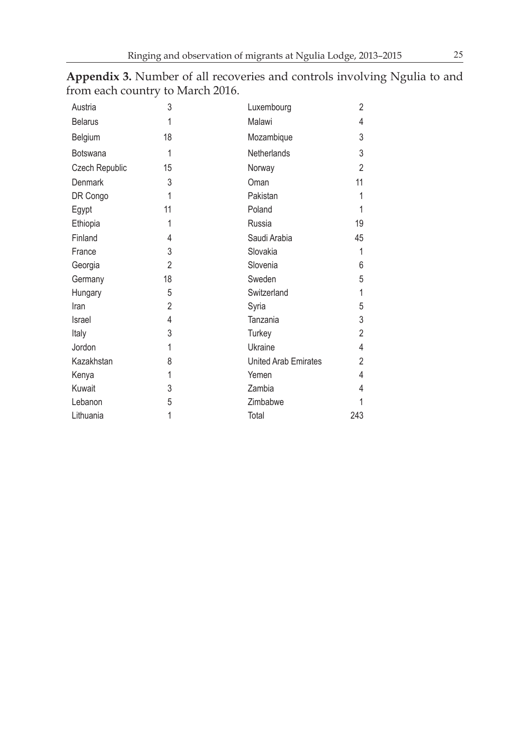**Appendix 3.** Number of all recoveries and controls involving Ngulia to and from each country to March 2016.

| | | | |
|---|---|---|---|
| Austria | 3 | Luxembourg | 2 |
| Belarus | 1 | Malawi | 4 |
| Belgium | 18 | Mozambique | 3 |
| Botswana | 1 | Netherlands | 3 |
| Czech Republic | 15 | Norway | 2 |
| Denmark | 3 | Oman | 11 |
| DR Congo | 1 | Pakistan | 1 |
| Egypt | 11 | Poland | 1 |
| Ethiopia | 1 | Russia | 19 |
| Finland | 4 | Saudi Arabia | 45 |
| France | 3 | Slovakia | 1 |
| Georgia | 2 | Slovenia | 6 |
| Germany | 18 | Sweden | 5 |
| Hungary | 5 | Switzerland | 1 |
| Iran | 2 | Syria | 5 |
| Israel | 4 | Tanzania | 3 |
| Italy | 3 | Turkey | 2 |
| Jordon | 1 | Ukraine | 4 |
| Kazakhstan | 8 | United Arab Emirates | 2 |
| Kenya | 1 | Yemen | 4 |
| Kuwait | 3 | Zambia | 4 |
| Lebanon | 5 | Zimbabwe | 1 |
| Lithuania | 1 | Total | 243 |